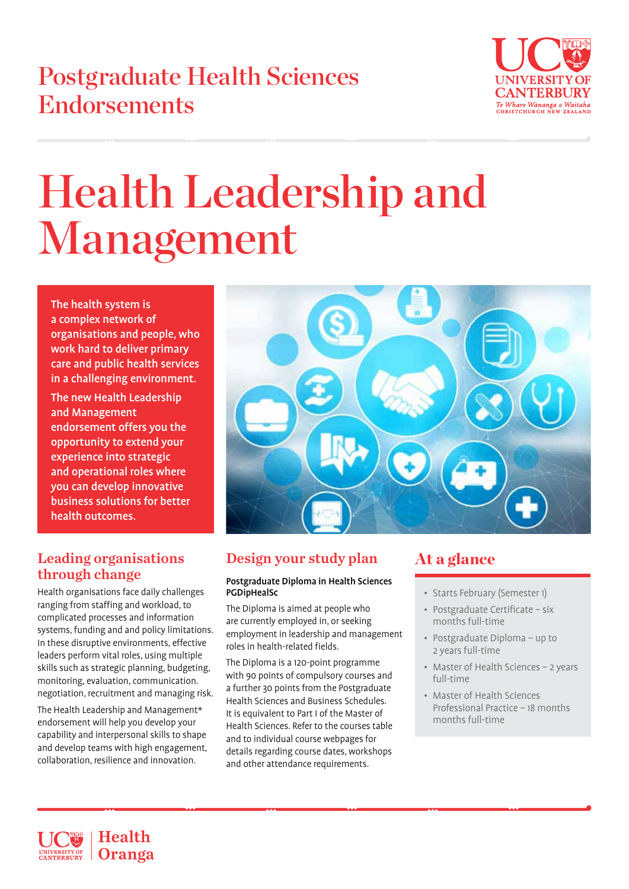# Postgraduate Health Sciences Endorsements

# Health Leadership and Management

**The health system is a complex network of organisations and people, who work hard to deliver primary care and public health services in a challenging environment.**

**The new Health Leadership and Management endorsement offers you the opportunity to extend your experience into strategic and operational roles where you can develop innovative business solutions for better health outcomes.**

## Leading organisations through change

Health organisations face daily challenges ranging from staffing and workload, to complicated processes and information systems, funding and and policy limitations. In these disruptive environments, effective leaders perform vital roles, using multiple skills such as strategic planning, budgeting, monitoring, evaluation, communication. negotiation, recruitment and managing risk.

The Health Leadership and Management* endorsement will help you develop your capability and interpersonal skills to shape and develop teams with high engagement, collaboration, resilience and innovation.

## Design your study plan

**Postgraduate Diploma in Health Sciences PGDipHealSc**

The Diploma is aimed at people who are currently employed in, or seeking employment in leadership and management roles in health-related fields.

The Diploma is a 120-point programme with 90 points of compulsory courses and a further 30 points from the Postgraduate Health Sciences and Business Schedules. It is equivalent to Part I of the Master of Health Sciences. Refer to the courses table and to individual course webpages for details regarding course dates, workshops and other attendance requirements.

## At a glance

- Starts February (Semester 1)
- Postgraduate Certificate – six months full-time
- Postgraduate Diploma – up to 2 years full-time
- Master of Health Sciences – 2 years full-time
- Master of Health Sciences Professional Practice – 18 months months full-time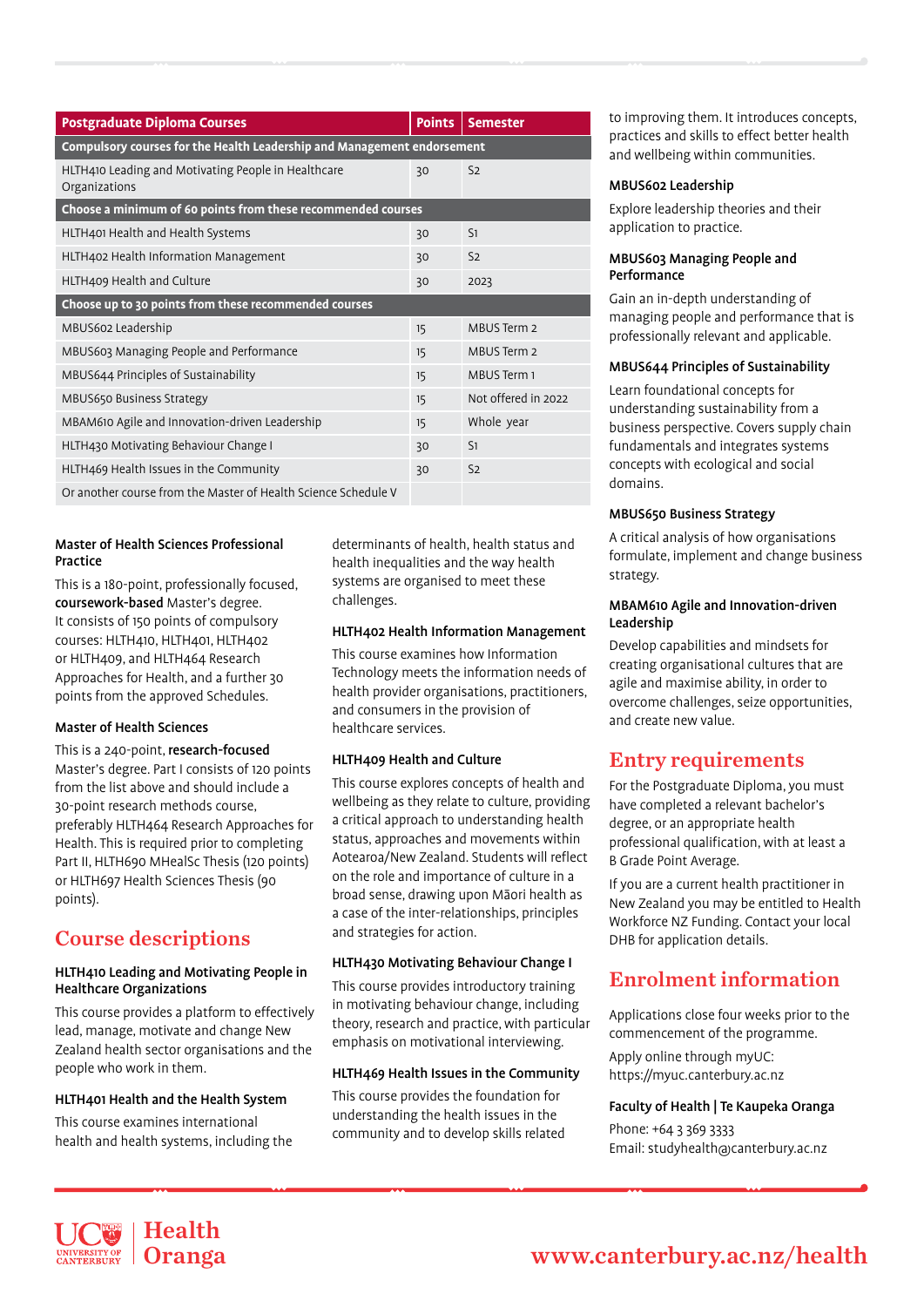| Postgraduate Diploma Courses | Points | Semester |
|---|---|---|
| **Compulsory courses for the Health Leadership and Management endorsement** | | |
| HLTH410 Leading and Motivating People in Healthcare Organizations | 30 | S2 |
| **Choose a minimum of 60 points from these recommended courses** | | |
| HLTH401 Health and Health Systems | 30 | S1 |
| HLTH402 Health Information Management | 30 | S2 |
| HLTH409 Health and Culture | 30 | 2023 |
| **Choose up to 30 points from these recommended courses** | | |
| MBUS602 Leadership | 15 | MBUS Term 2 |
| MBUS603 Managing People and Performance | 15 | MBUS Term 2 |
| MBUS644 Principles of Sustainability | 15 | MBUS Term 1 |
| MBUS650 Business Strategy | 15 | Not offered in 2022 |
| MBAM610 Agile and Innovation-driven Leadership | 15 | Whole year |
| HLTH430 Motivating Behaviour Change I | 30 | S1 |
| HLTH469 Health Issues in the Community | 30 | S2 |
| Or another course from the Master of Health Science Schedule V | | |

### Master of Health Sciences Professional Practice

This is a 180-point, professionally focused, **coursework-based** Master's degree. It consists of 150 points of compulsory courses: HLTH410, HLTH401, HLTH402 or HLTH409, and HLTH464 Research Approaches for Health, and a further 30 points from the approved Schedules.

### Master of Health Sciences

This is a 240-point, **research-focused** Master's degree. Part I consists of 120 points from the list above and should include a 30-point research methods course, preferably HLTH464 Research Approaches for Health. This is required prior to completing Part II, HLTH690 MHealSc Thesis (120 points) or HLTH697 Health Sciences Thesis (90 points).

## Course descriptions

### HLTH410 Leading and Motivating People in Healthcare Organizations

This course provides a platform to effectively lead, manage, motivate and change New Zealand health sector organisations and the people who work in them.

### HLTH401 Health and the Health System

This course examines international health and health systems, including the determinants of health, health status and health inequalities and the way health systems are organised to meet these challenges.

### HLTH402 Health Information Management

This course examines how Information Technology meets the information needs of health provider organisations, practitioners, and consumers in the provision of healthcare services.

### HLTH409 Health and Culture

This course explores concepts of health and wellbeing as they relate to culture, providing a critical approach to understanding health status, approaches and movements within Aotearoa/New Zealand. Students will reflect on the role and importance of culture in a broad sense, drawing upon Māori health as a case of the inter-relationships, principles and strategies for action.

### HLTH430 Motivating Behaviour Change I

This course provides introductory training in motivating behaviour change, including theory, research and practice, with particular emphasis on motivational interviewing.

### HLTH469 Health Issues in the Community

This course provides the foundation for understanding the health issues in the community and to develop skills related to improving them. It introduces concepts, practices and skills to effect better health and wellbeing within communities.

### MBUS602 Leadership

Explore leadership theories and their application to practice.

### MBUS603 Managing People and Performance

Gain an in-depth understanding of managing people and performance that is professionally relevant and applicable.

### MBUS644 Principles of Sustainability

Learn foundational concepts for understanding sustainability from a business perspective. Covers supply chain fundamentals and integrates systems concepts with ecological and social domains.

### MBUS650 Business Strategy

A critical analysis of how organisations formulate, implement and change business strategy.

### MBAM610 Agile and Innovation-driven Leadership

Develop capabilities and mindsets for creating organisational cultures that are agile and maximise ability, in order to overcome challenges, seize opportunities, and create new value.

## Entry requirements

For the Postgraduate Diploma, you must have completed a relevant bachelor's degree, or an appropriate health professional qualification, with at least a B Grade Point Average.

If you are a current health practitioner in New Zealand you may be entitled to Health Workforce NZ Funding. Contact your local DHB for application details.

## Enrolment information

Applications close four weeks prior to the commencement of the programme.

Apply online through myUC: https://myuc.canterbury.ac.nz

### Faculty of Health | Te Kaupeka Oranga

Phone: +64 3 369 3333
Email: studyhealth@canterbury.ac.nz

UC University of Canterbury | Health Oranga

www.canterbury.ac.nz/health